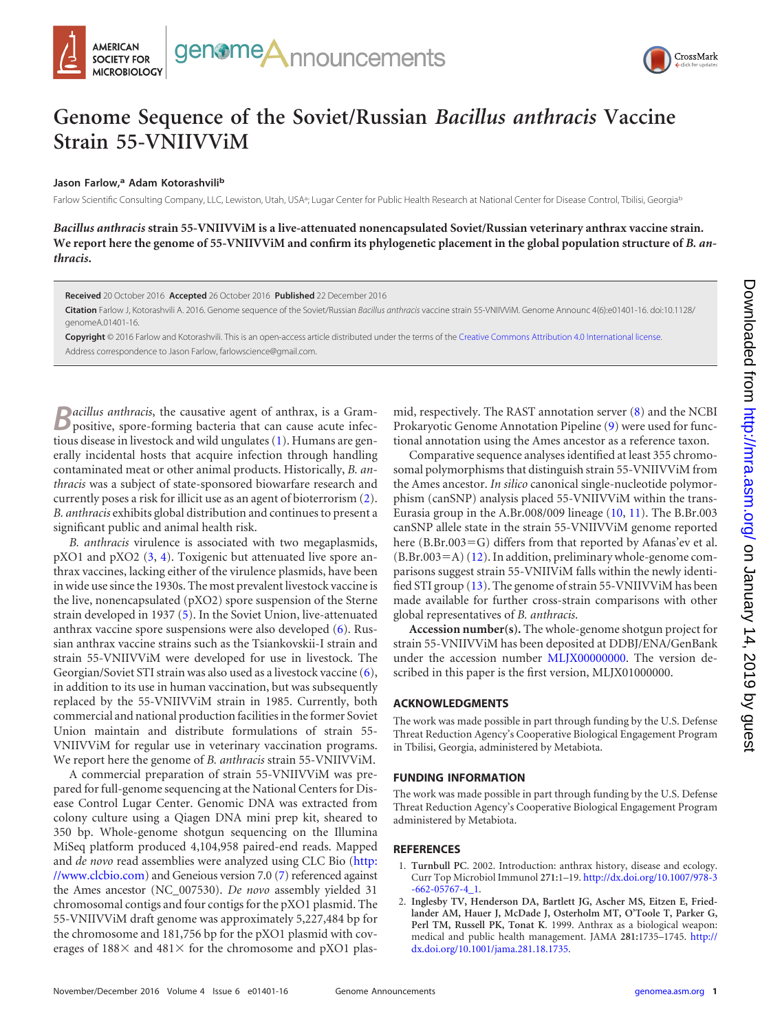# Genome Sequence of the Soviet/Russian *Bacillus anthracis* Vaccine Strain 55-VNIIVViM

**Jason Farlow,[a] Adam Kotorashvili[b]**

Farlow Scientific Consulting Company, LLC, Lewiston, Utah, USA[a]; Lugar Center for Public Health Research at National Center for Disease Control, Tbilisi, Georgia[b]

***Bacillus anthracis* strain 55-VNIIVViM is a live-attenuated nonencapsulated Soviet/Russian veterinary anthrax vaccine strain. We report here the genome of 55-VNIIVViM and confirm its phylogenetic placement in the global population structure of *B. anthracis*.**

**Received** 20 October 2016 **Accepted** 26 October 2016 **Published** 22 December 2016

**Citation** Farlow J, Kotorashvili A. 2016. Genome sequence of the Soviet/Russian *Bacillus anthracis* vaccine strain 55-VNIIVViM. Genome Announc 4(6):e01401-16. doi:10.1128/genomeA.01401-16.

**Copyright** © 2016 Farlow and Kotorashvili. This is an open-access article distributed under the terms of the Creative Commons Attribution 4.0 International license.

Address correspondence to Jason Farlow, farlowscience@gmail.com.

*Bacillus anthracis*, the causative agent of anthrax, is a Gram-positive, spore-forming bacteria that can cause acute infectious disease in livestock and wild ungulates (1). Humans are generally incidental hosts that acquire infection through handling contaminated meat or other animal products. Historically, *B. anthracis* was a subject of state-sponsored biowarfare research and currently poses a risk for illicit use as an agent of bioterrorism (2). *B. anthracis* exhibits global distribution and continues to present a significant public and animal health risk.

*B. anthracis* virulence is associated with two megaplasmids, pXO1 and pXO2 (3, 4). Toxigenic but attenuated live spore anthrax vaccines, lacking either of the virulence plasmids, have been in wide use since the 1930s. The most prevalent livestock vaccine is the live, nonencapsulated (pXO2) spore suspension of the Sterne strain developed in 1937 (5). In the Soviet Union, live-attenuated anthrax vaccine spore suspensions were also developed (6). Russian anthrax vaccine strains such as the Tsiankovskii-I strain and strain 55-VNIIVViM were developed for use in livestock. The Georgian/Soviet STI strain was also used as a livestock vaccine (6), in addition to its use in human vaccination, but was subsequently replaced by the 55-VNIIVViM strain in 1985. Currently, both commercial and national production facilities in the former Soviet Union maintain and distribute formulations of strain 55-VNIIVViM for regular use in veterinary vaccination programs. We report here the genome of *B. anthracis* strain 55-VNIIVViM.

A commercial preparation of strain 55-VNIIVViM was prepared for full-genome sequencing at the National Centers for Disease Control Lugar Center. Genomic DNA was extracted from colony culture using a Qiagen DNA mini prep kit, sheared to 350 bp. Whole-genome shotgun sequencing on the Illumina MiSeq platform produced 4,104,958 paired-end reads. Mapped and *de novo* read assemblies were analyzed using CLC Bio (http://www.clcbio.com) and Geneious version 7.0 (7) referenced against the Ames ancestor (NC_007530). *De novo* assembly yielded 31 chromosomal contigs and four contigs for the pXO1 plasmid. The 55-VNIIVViM draft genome was approximately 5,227,484 bp for the chromosome and 181,756 bp for the pXO1 plasmid with coverages of 188× and 481× for the chromosome and pXO1 plasmid, respectively. The RAST annotation server (8) and the NCBI Prokaryotic Genome Annotation Pipeline (9) were used for functional annotation using the Ames ancestor as a reference taxon.

Comparative sequence analyses identified at least 355 chromosomal polymorphisms that distinguish strain 55-VNIIVViM from the Ames ancestor. *In silico* canonical single-nucleotide polymorphism (canSNP) analysis placed 55-VNIIVViM within the trans-Eurasia group in the A.Br.008/009 lineage (10, 11). The B.Br.003 canSNP allele state in the strain 55-VNIIVViM genome reported here (B.Br.003=G) differs from that reported by Afanas'ev et al. (B.Br.003=A) (12). In addition, preliminary whole-genome comparisons suggest strain 55-VNIIViM falls within the newly identified STI group (13). The genome of strain 55-VNIIVViM has been made available for further cross-strain comparisons with other global representatives of *B. anthracis*.

**Accession number(s).** The whole-genome shotgun project for strain 55-VNIIVViM has been deposited at DDBJ/ENA/GenBank under the accession number MLJX00000000. The version described in this paper is the first version, MLJX01000000.

## ACKNOWLEDGMENTS

The work was made possible in part through funding by the U.S. Defense Threat Reduction Agency's Cooperative Biological Engagement Program in Tbilisi, Georgia, administered by Metabiota.

## FUNDING INFORMATION

The work was made possible in part through funding by the U.S. Defense Threat Reduction Agency's Cooperative Biological Engagement Program administered by Metabiota.

## REFERENCES

1. **Turnbull PC.** 2002. Introduction: anthrax history, disease and ecology. Curr Top Microbiol Immunol **271:**1–19. http://dx.doi.org/10.1007/978-3-662-05767-4_1.
2. **Inglesby TV, Henderson DA, Bartlett JG, Ascher MS, Eitzen E, Friedlander AM, Hauer J, McDade J, Osterholm MT, O'Toole T, Parker G, Perl TM, Russell PK, Tonat K.** 1999. Anthrax as a biological weapon: medical and public health management. JAMA **281:**1735–1745. http://dx.doi.org/10.1001/jama.281.18.1735.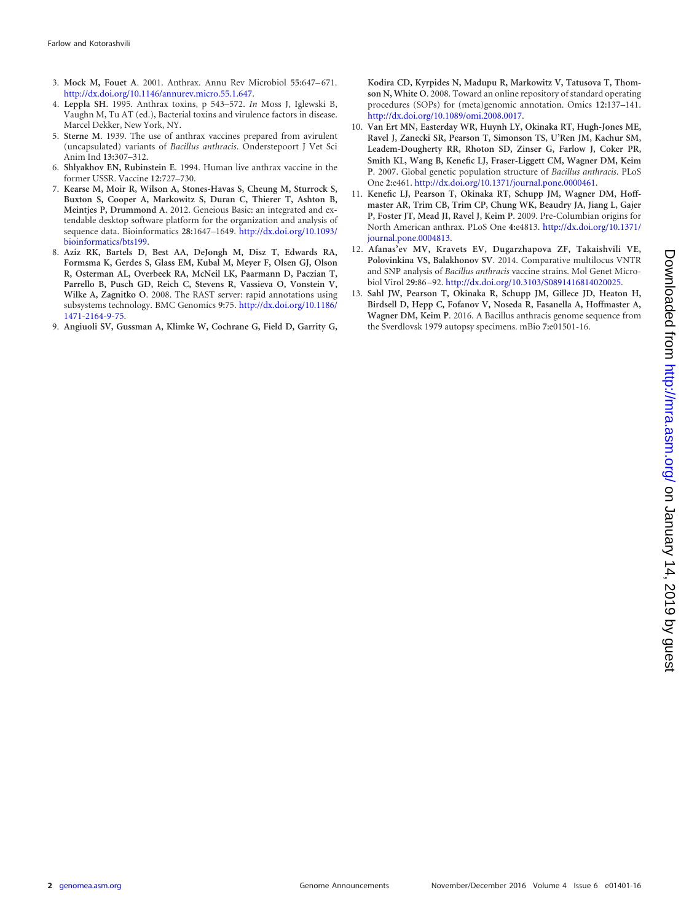3. **Mock M, Fouet A.** 2001. Anthrax. Annu Rev Microbiol **55:**647–671. http://dx.doi.org/10.1146/annurev.micro.55.1.647.
4. **Leppla SH.** 1995. Anthrax toxins, p 543–572. *In* Moss J, Iglewski B, Vaughn M, Tu AT (ed.), Bacterial toxins and virulence factors in disease. Marcel Dekker, New York, NY.
5. **Sterne M.** 1939. The use of anthrax vaccines prepared from avirulent (uncapsulated) variants of *Bacillus anthracis*. Onderstepoort J Vet Sci Anim Ind **13:**307–312.
6. **Shlyakhov EN, Rubinstein E.** 1994. Human live anthrax vaccine in the former USSR. Vaccine **12:**727–730.
7. **Kearse M, Moir R, Wilson A, Stones-Havas S, Cheung M, Sturrock S, Buxton S, Cooper A, Markowitz S, Duran C, Thierer T, Ashton B, Meintjes P, Drummond A.** 2012. Geneious Basic: an integrated and extendable desktop software platform for the organization and analysis of sequence data. Bioinformatics **28:**1647–1649. http://dx.doi.org/10.1093/bioinformatics/bts199.
8. **Aziz RK, Bartels D, Best AA, DeJongh M, Disz T, Edwards RA, Formsma K, Gerdes S, Glass EM, Kubal M, Meyer F, Olsen GJ, Olson R, Osterman AL, Overbeek RA, McNeil LK, Paarmann D, Paczian T, Parrello B, Pusch GD, Reich C, Stevens R, Vassieva O, Vonstein V, Wilke A, Zagnitko O.** 2008. The RAST server: rapid annotations using subsystems technology. BMC Genomics **9:**75. http://dx.doi.org/10.1186/1471-2164-9-75.
9. **Angiuoli SV, Gussman A, Klimke W, Cochrane G, Field D, Garrity G, Kodira CD, Kyrpides N, Madupu R, Markowitz V, Tatusova T, Thomson N, White O.** 2008. Toward an online repository of standard operating procedures (SOPs) for (meta)genomic annotation. Omics **12:**137–141. http://dx.doi.org/10.1089/omi.2008.0017.
10. **Van Ert MN, Easterday WR, Huynh LY, Okinaka RT, Hugh-Jones ME, Ravel J, Zanecki SR, Pearson T, Simonson TS, U'Ren JM, Kachur SM, Leadem-Dougherty RR, Rhoton SD, Zinser G, Farlow J, Coker PR, Smith KL, Wang B, Kenefic LJ, Fraser-Liggett CM, Wagner DM, Keim P.** 2007. Global genetic population structure of *Bacillus anthracis*. PLoS One **2:**e461. http://dx.doi.org/10.1371/journal.pone.0000461.
11. **Kenefic LJ, Pearson T, Okinaka RT, Schupp JM, Wagner DM, Hoffmaster AR, Trim CB, Trim CP, Chung WK, Beaudry JA, Jiang L, Gajer P, Foster JT, Mead JI, Ravel J, Keim P.** 2009. Pre-Columbian origins for North American anthrax. PLoS One **4:**e4813. http://dx.doi.org/10.1371/journal.pone.0004813.
12. **Afanas'ev MV, Kravets EV, Dugarzhapova ZF, Takaishvili VE, Polovinkina VS, Balakhonov SV.** 2014. Comparative multilocus VNTR and SNP analysis of *Bacillus anthracis* vaccine strains. Mol Genet Microbiol Virol **29:**86–92. http://dx.doi.org/10.3103/S0891416814020025.
13. **Sahl JW, Pearson T, Okinaka R, Schupp JM, Gillece JD, Heaton H, Birdsell D, Hepp C, Fofanov V, Noseda R, Fasanella A, Hoffmaster A, Wagner DM, Keim P.** 2016. A Bacillus anthracis genome sequence from the Sverdlovsk 1979 autopsy specimens. mBio **7:**e01501-16.